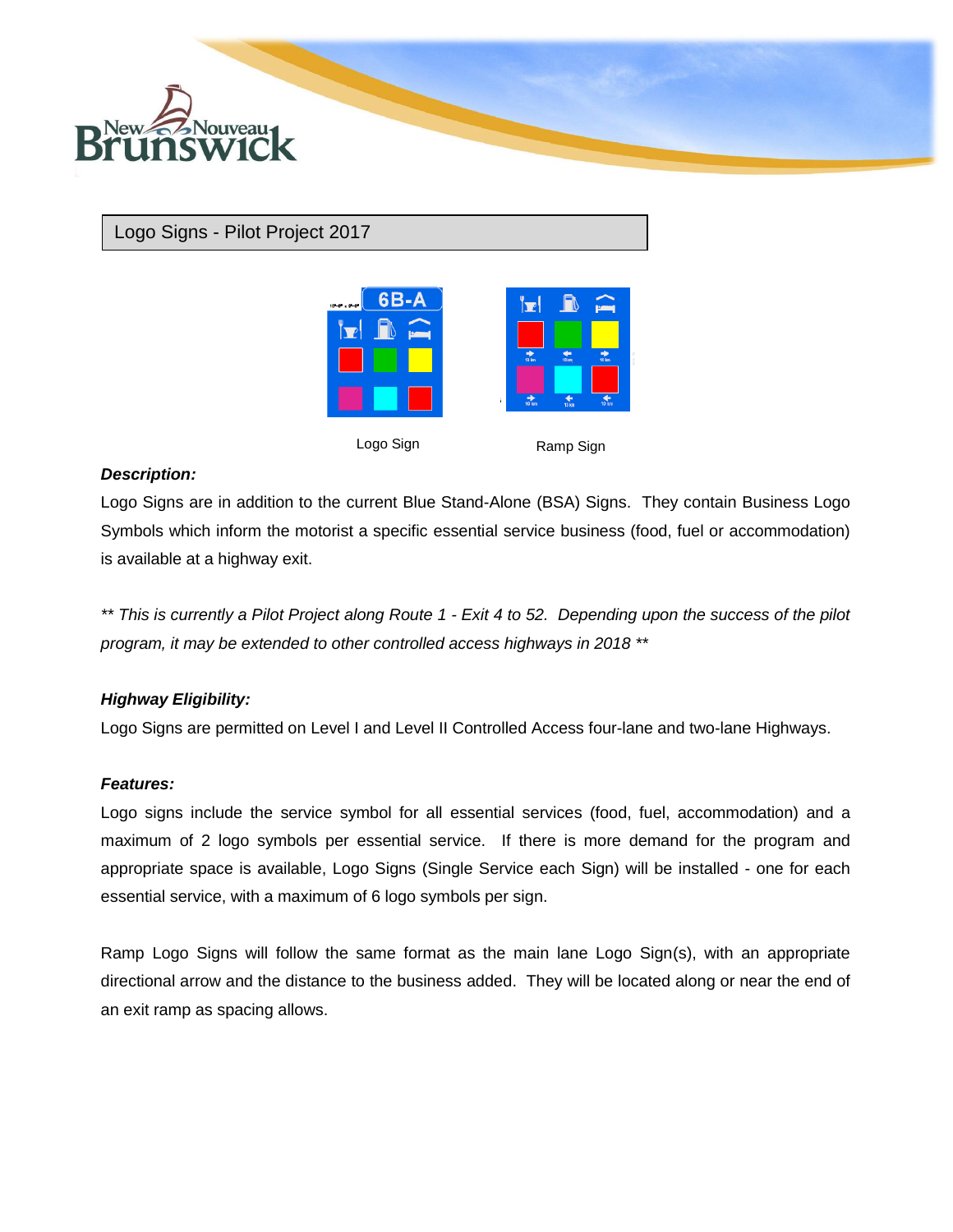# Logo Signs - Pilot Project 2017

Logo Sign

Ramp Sign

***Description:***

Logo Signs are in addition to the current Blue Stand-Alone (BSA) Signs. They contain Business Logo Symbols which inform the motorist a specific essential service business (food, fuel or accommodation) is available at a highway exit.

*** This is currently a Pilot Project along Route 1 - Exit 4 to 52. Depending upon the success of the pilot program, it may be extended to other controlled access highways in 2018 ***

***Highway Eligibility:***

Logo Signs are permitted on Level I and Level II Controlled Access four-lane and two-lane Highways.

***Features:***

Logo signs include the service symbol for all essential services (food, fuel, accommodation) and a maximum of 2 logo symbols per essential service. If there is more demand for the program and appropriate space is available, Logo Signs (Single Service each Sign) will be installed - one for each essential service, with a maximum of 6 logo symbols per sign.

Ramp Logo Signs will follow the same format as the main lane Logo Sign(s), with an appropriate directional arrow and the distance to the business added. They will be located along or near the end of an exit ramp as spacing allows.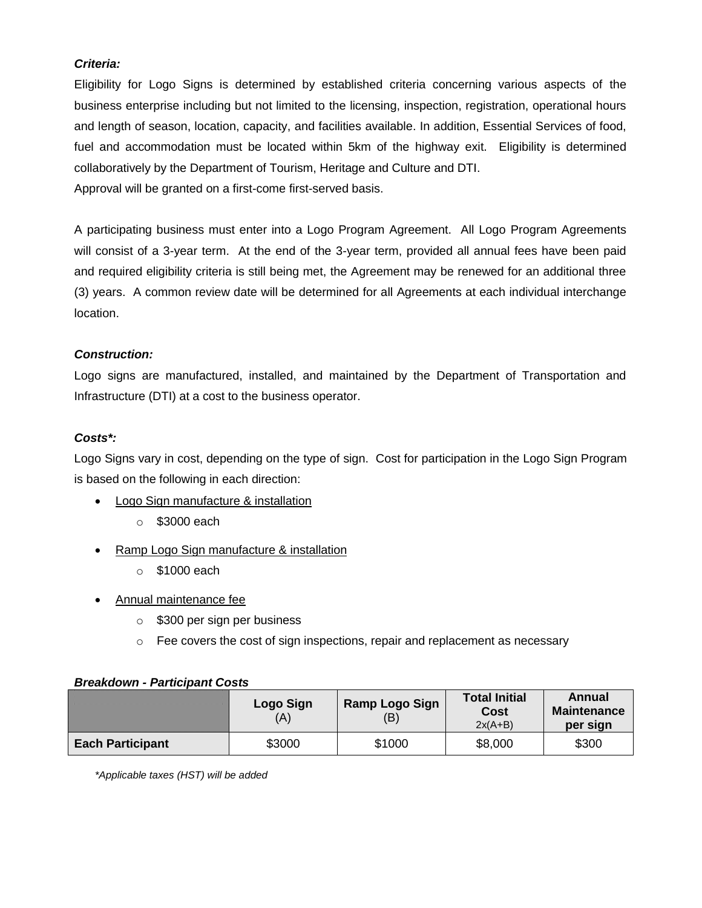***Criteria:***

Eligibility for Logo Signs is determined by established criteria concerning various aspects of the business enterprise including but not limited to the licensing, inspection, registration, operational hours and length of season, location, capacity, and facilities available. In addition, Essential Services of food, fuel and accommodation must be located within 5km of the highway exit. Eligibility is determined collaboratively by the Department of Tourism, Heritage and Culture and DTI.
Approval will be granted on a first-come first-served basis.

A participating business must enter into a Logo Program Agreement. All Logo Program Agreements will consist of a 3-year term. At the end of the 3-year term, provided all annual fees have been paid and required eligibility criteria is still being met, the Agreement may be renewed for an additional three (3) years. A common review date will be determined for all Agreements at each individual interchange location.

***Construction:***

Logo signs are manufactured, installed, and maintained by the Department of Transportation and Infrastructure (DTI) at a cost to the business operator.

***Costs*:***

Logo Signs vary in cost, depending on the type of sign. Cost for participation in the Logo Sign Program is based on the following in each direction:

- Logo Sign manufacture & installation
  - $3000 each
- Ramp Logo Sign manufacture & installation
  - $1000 each
- Annual maintenance fee
  - $300 per sign per business
  - Fee covers the cost of sign inspections, repair and replacement as necessary

***Breakdown - Participant Costs***

| | **Logo Sign** (A) | **Ramp Logo Sign** (B) | **Total Initial Cost** 2x(A+B) | **Annual Maintenance per sign** |
|---|---|---|---|---|
| **Each Participant** | $3000 | $1000 | $8,000 | $300 |

*\*Applicable taxes (HST) will be added*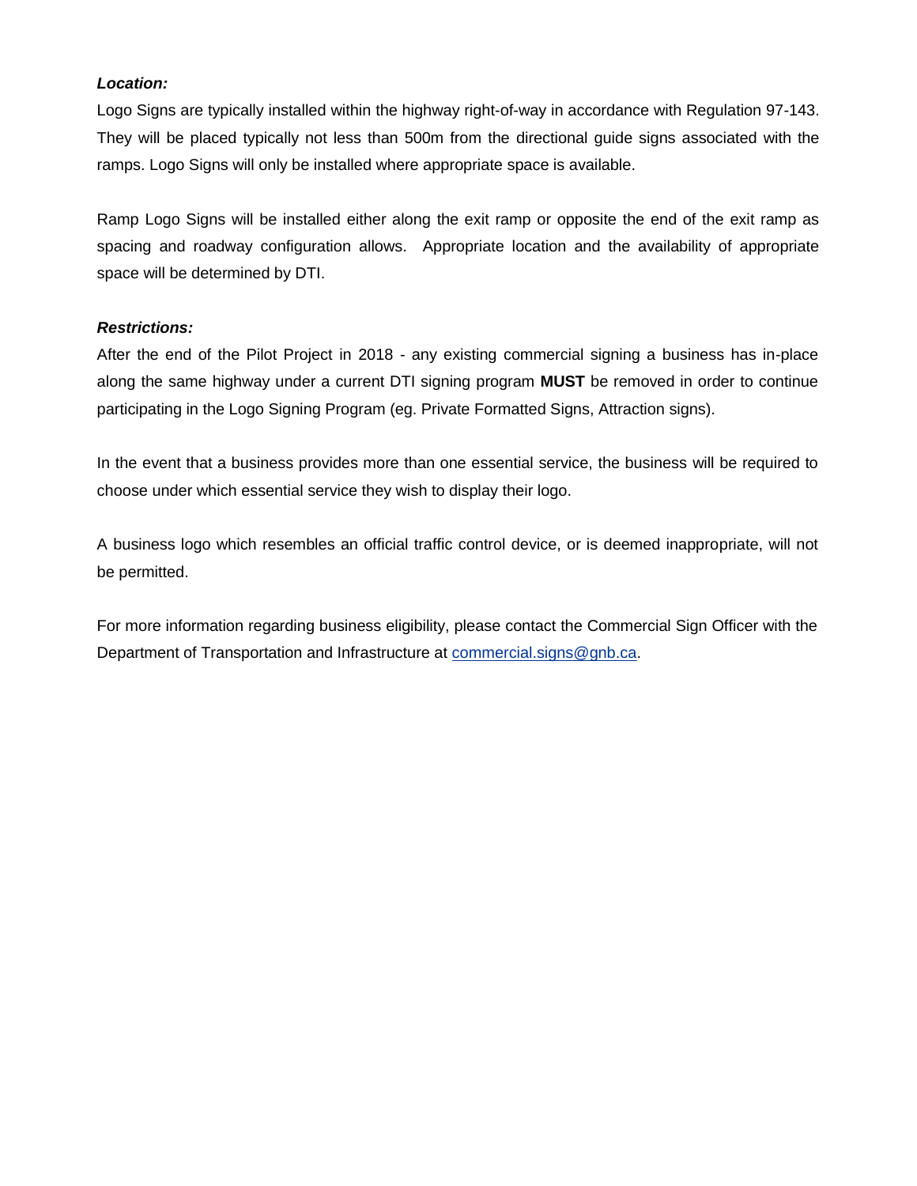***Location:***

Logo Signs are typically installed within the highway right-of-way in accordance with Regulation 97-143. They will be placed typically not less than 500m from the directional guide signs associated with the ramps. Logo Signs will only be installed where appropriate space is available.

Ramp Logo Signs will be installed either along the exit ramp or opposite the end of the exit ramp as spacing and roadway configuration allows. Appropriate location and the availability of appropriate space will be determined by DTI.

***Restrictions:***

After the end of the Pilot Project in 2018 - any existing commercial signing a business has in-place along the same highway under a current DTI signing program **MUST** be removed in order to continue participating in the Logo Signing Program (eg. Private Formatted Signs, Attraction signs).

In the event that a business provides more than one essential service, the business will be required to choose under which essential service they wish to display their logo.

A business logo which resembles an official traffic control device, or is deemed inappropriate, will not be permitted.

For more information regarding business eligibility, please contact the Commercial Sign Officer with the Department of Transportation and Infrastructure at commercial.signs@gnb.ca.